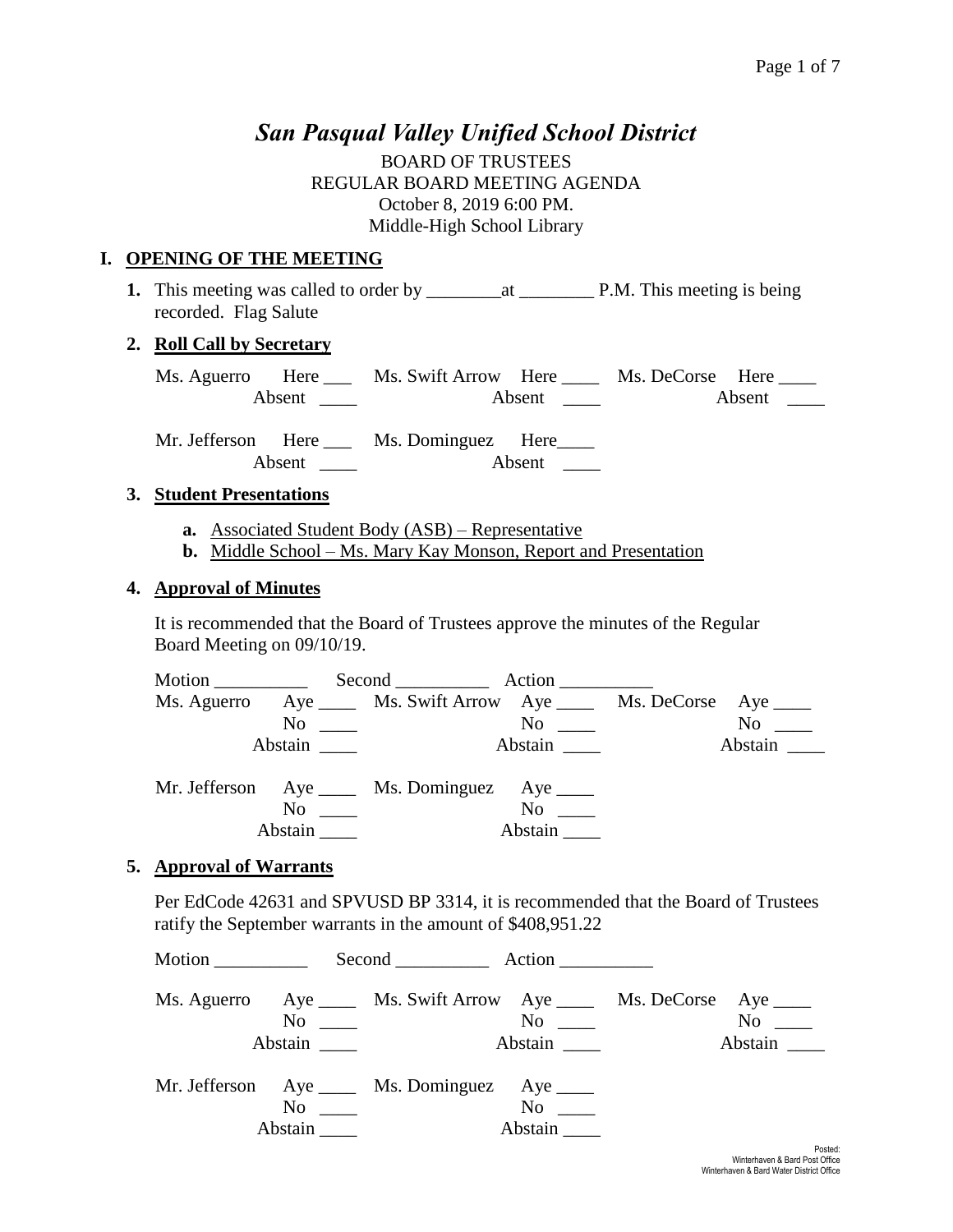# *San Pasqual Valley Unified School District*

BOARD OF TRUSTEES
REGULAR BOARD MEETING AGENDA
October 8, 2019 6:00 PM.
Middle-High School Library

## I. OPENING OF THE MEETING

**1.** This meeting was called to order by ________at ________ P.M. This meeting is being recorded. Flag Salute

**2. Roll Call by Secretary**

Ms. Aguerro Here ___ Absent ____ Ms. Swift Arrow Here ____ Absent ____ Ms. DeCorse Here ____ Absent ____

Mr. Jefferson Here ___ Absent ____ Ms. Dominguez Here____ Absent ____

**3. Student Presentations**

- **a.** Associated Student Body (ASB) – Representative
- **b.** Middle School – Ms. Mary Kay Monson, Report and Presentation

**4. Approval of Minutes**

It is recommended that the Board of Trustees approve the minutes of the Regular Board Meeting on 09/10/19.

Motion __________ Second __________ Action __________

Ms. Aguerro Aye ____ No ____ Abstain ____ Ms. Swift Arrow Aye ____ No ____ Abstain ____ Ms. DeCorse Aye ____ No ____ Abstain ____

Mr. Jefferson Aye ____ No ____ Abstain ____ Ms. Dominguez Aye ____ No ____ Abstain ____

**5. Approval of Warrants**

Per EdCode 42631 and SPVUSD BP 3314, it is recommended that the Board of Trustees ratify the September warrants in the amount of $408,951.22

Motion __________ Second __________ Action __________

Ms. Aguerro Aye ____ No ____ Abstain ____ Ms. Swift Arrow Aye ____ No ____ Abstain ____ Ms. DeCorse Aye ____ No ____ Abstain ____

Mr. Jefferson Aye ____ No ____ Abstain ____ Ms. Dominguez Aye ____ No ____ Abstain ____

Posted:
Winterhaven & Bard Post Office
Winterhaven & Bard Water District Office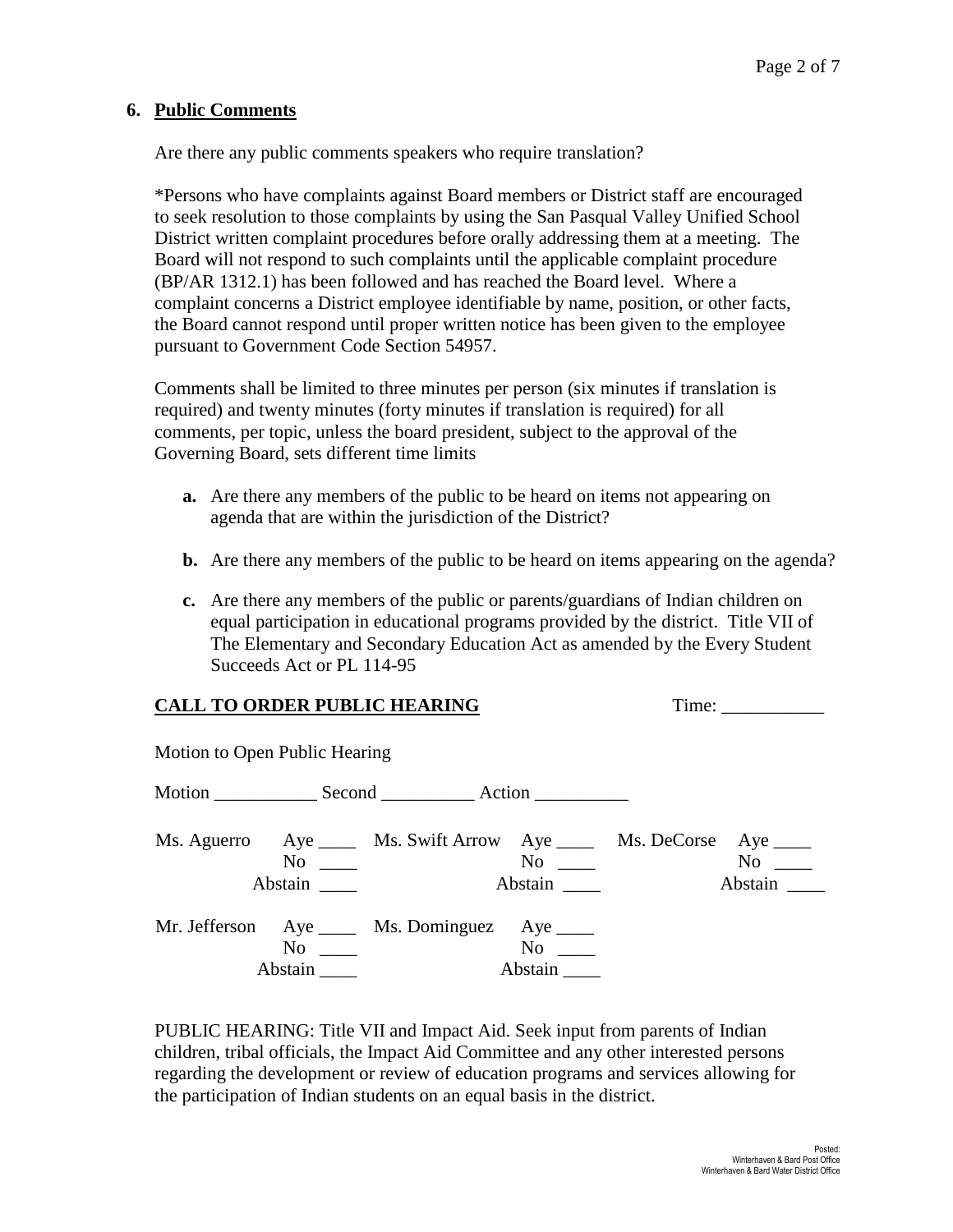## 6. Public Comments

Are there any public comments speakers who require translation?

*Persons who have complaints against Board members or District staff are encouraged to seek resolution to those complaints by using the San Pasqual Valley Unified School District written complaint procedures before orally addressing them at a meeting. The Board will not respond to such complaints until the applicable complaint procedure (BP/AR 1312.1) has been followed and has reached the Board level. Where a complaint concerns a District employee identifiable by name, position, or other facts, the Board cannot respond until proper written notice has been given to the employee pursuant to Government Code Section 54957.

Comments shall be limited to three minutes per person (six minutes if translation is required) and twenty minutes (forty minutes if translation is required) for all comments, per topic, unless the board president, subject to the approval of the Governing Board, sets different time limits

**a.** Are there any members of the public to be heard on items not appearing on agenda that are within the jurisdiction of the District?

**b.** Are there any members of the public to be heard on items appearing on the agenda?

**c.** Are there any members of the public or parents/guardians of Indian children on equal participation in educational programs provided by the district. Title VII of The Elementary and Secondary Education Act as amended by the Every Student Succeeds Act or PL 114-95

**CALL TO ORDER PUBLIC HEARING** Time: ___________

Motion to Open Public Hearing

Motion ___________ Second __________ Action __________

| | | | | | |
|---|---|---|---|---|---|
| Ms. Aguerro | Aye ____ No ____ Abstain ____ | Ms. Swift Arrow | Aye ____ No ____ Abstain ____ | Ms. DeCorse | Aye ____ No ____ Abstain ____ |
| Mr. Jefferson | Aye ____ No ____ Abstain ____ | Ms. Dominguez | Aye ____ No ____ Abstain ____ | | |

PUBLIC HEARING: Title VII and Impact Aid. Seek input from parents of Indian children, tribal officials, the Impact Aid Committee and any other interested persons regarding the development or review of education programs and services allowing for the participation of Indian students on an equal basis in the district.

Posted:
Winterhaven & Bard Post Office
Winterhaven & Bard Water District Office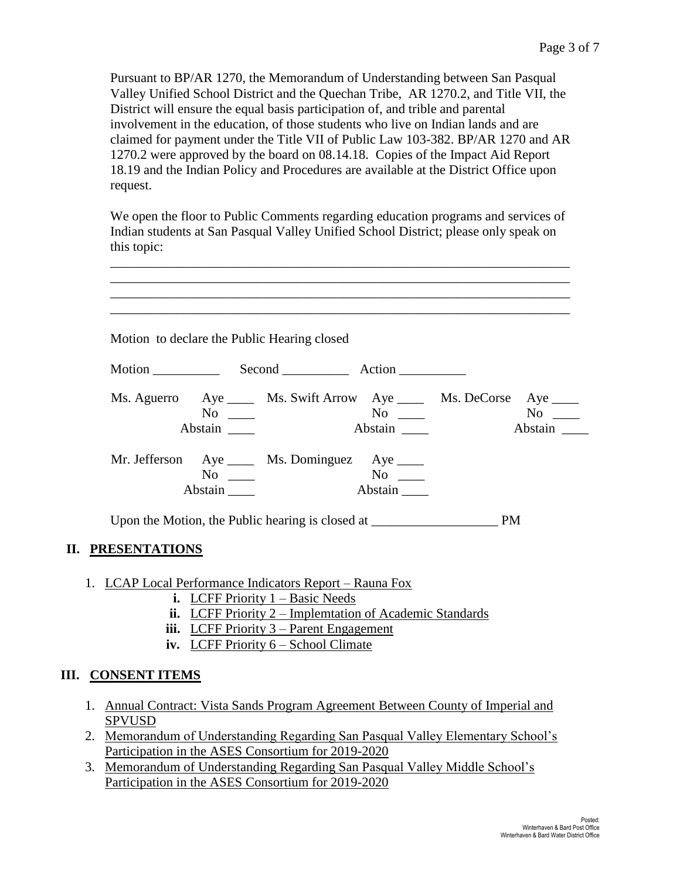Pursuant to BP/AR 1270, the Memorandum of Understanding between San Pasqual Valley Unified School District and the Quechan Tribe, AR 1270.2, and Title VII, the District will ensure the equal basis participation of, and trible and parental involvement in the education, of those students who live on Indian lands and are claimed for payment under the Title VII of Public Law 103-382. BP/AR 1270 and AR 1270.2 were approved by the board on 08.14.18. Copies of the Impact Aid Report 18.19 and the Indian Policy and Procedures are available at the District Office upon request.

We open the floor to Public Comments regarding education programs and services of Indian students at San Pasqual Valley Unified School District; please only speak on this topic:

\_\_\_\_\_\_\_\_\_\_\_\_\_\_\_\_\_\_\_\_\_\_\_\_\_\_\_\_\_\_\_\_\_\_\_\_\_\_\_\_\_\_\_\_\_\_\_\_\_\_\_\_\_\_\_\_\_\_\_\_\_\_\_\_\_\_
\_\_\_\_\_\_\_\_\_\_\_\_\_\_\_\_\_\_\_\_\_\_\_\_\_\_\_\_\_\_\_\_\_\_\_\_\_\_\_\_\_\_\_\_\_\_\_\_\_\_\_\_\_\_\_\_\_\_\_\_\_\_\_\_\_\_
\_\_\_\_\_\_\_\_\_\_\_\_\_\_\_\_\_\_\_\_\_\_\_\_\_\_\_\_\_\_\_\_\_\_\_\_\_\_\_\_\_\_\_\_\_\_\_\_\_\_\_\_\_\_\_\_\_\_\_\_\_\_\_\_\_\_
\_\_\_\_\_\_\_\_\_\_\_\_\_\_\_\_\_\_\_\_\_\_\_\_\_\_\_\_\_\_\_\_\_\_\_\_\_\_\_\_\_\_\_\_\_\_\_\_\_\_\_\_\_\_\_\_\_\_\_\_\_\_\_\_\_\_

Motion to declare the Public Hearing closed

Motion \_\_\_\_\_\_\_\_\_\_ Second \_\_\_\_\_\_\_\_\_\_ Action \_\_\_\_\_\_\_\_\_\_

| | | | | | |
|---|---|---|---|---|---|
| Ms. Aguerro | Aye \_\_\_\_ | Ms. Swift Arrow | Aye \_\_\_\_ | Ms. DeCorse | Aye \_\_\_\_ |
| | No \_\_\_\_ | | No \_\_\_\_ | | No \_\_\_\_ |
| | Abstain \_\_\_\_ | | Abstain \_\_\_\_ | | Abstain \_\_\_\_ |
| Mr. Jefferson | Aye \_\_\_\_ | Ms. Dominguez | Aye \_\_\_\_ | | |
| | No \_\_\_\_ | | No \_\_\_\_ | | |
| | Abstain \_\_\_\_ | | Abstain \_\_\_\_ | | |

Upon the Motion, the Public hearing is closed at \_\_\_\_\_\_\_\_\_\_\_\_\_\_\_\_\_\_\_ PM

## II. PRESENTATIONS

1. LCAP Local Performance Indicators Report – Rauna Fox
   - i. LCFF Priority 1 – Basic Needs
   - ii. LCFF Priority 2 – Implemtation of Academic Standards
   - iii. LCFF Priority 3 – Parent Engagement
   - iv. LCFF Priority 6 – School Climate

## III. CONSENT ITEMS

1. Annual Contract: Vista Sands Program Agreement Between County of Imperial and SPVUSD
2. Memorandum of Understanding Regarding San Pasqual Valley Elementary School's Participation in the ASES Consortium for 2019-2020
3. Memorandum of Understanding Regarding San Pasqual Valley Middle School's Participation in the ASES Consortium for 2019-2020

Posted:
Winterhaven & Bard Post Office
Winterhaven & Bard Water District Office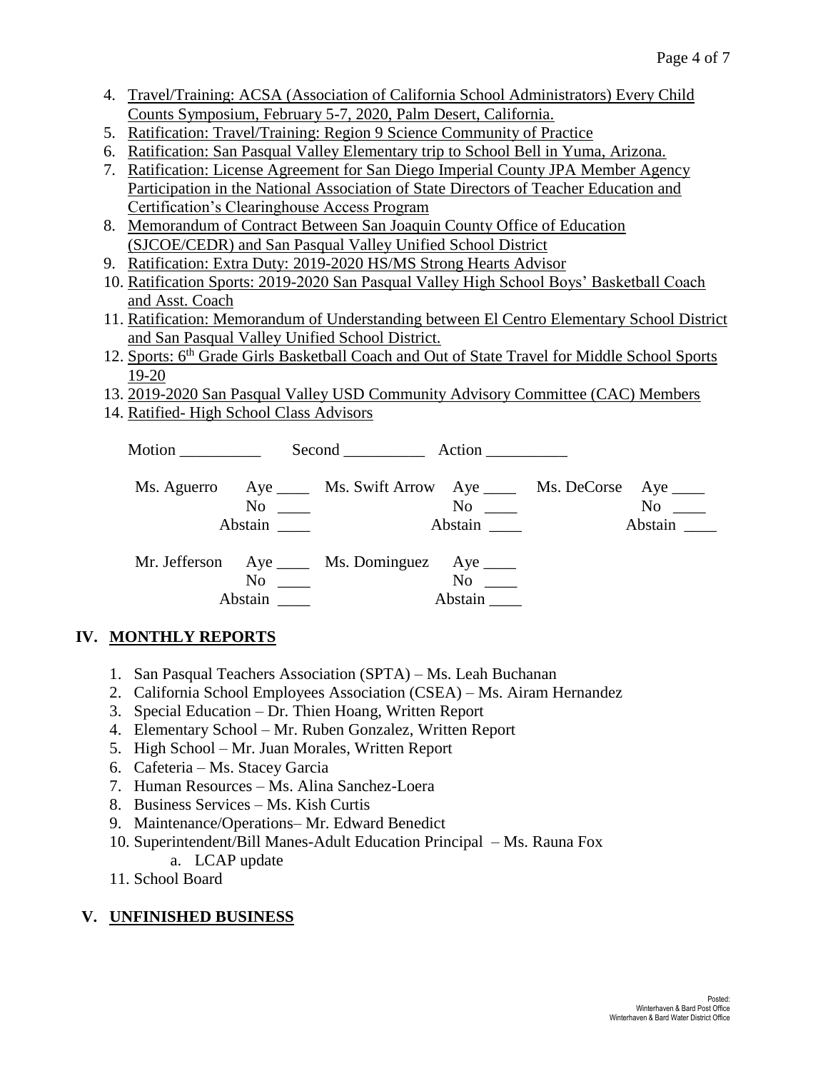4. Travel/Training: ACSA (Association of California School Administrators) Every Child Counts Symposium, February 5-7, 2020, Palm Desert, California.
5. Ratification: Travel/Training: Region 9 Science Community of Practice
6. Ratification: San Pasqual Valley Elementary trip to School Bell in Yuma, Arizona.
7. Ratification: License Agreement for San Diego Imperial County JPA Member Agency Participation in the National Association of State Directors of Teacher Education and Certification's Clearinghouse Access Program
8. Memorandum of Contract Between San Joaquin County Office of Education (SJCOE/CEDR) and San Pasqual Valley Unified School District
9. Ratification: Extra Duty: 2019-2020 HS/MS Strong Hearts Advisor
10. Ratification Sports: 2019-2020 San Pasqual Valley High School Boys' Basketball Coach and Asst. Coach
11. Ratification: Memorandum of Understanding between El Centro Elementary School District and San Pasqual Valley Unified School District.
12. Sports: 6th Grade Girls Basketball Coach and Out of State Travel for Middle School Sports 19-20
13. 2019-2020 San Pasqual Valley USD Community Advisory Committee (CAC) Members
14. Ratified- High School Class Advisors

Motion __________ Second __________ Action __________

| | | | | | |
|---|---|---|---|---|---|
| Ms. Aguerro | Aye ____ | Ms. Swift Arrow | Aye ____ | Ms. DeCorse | Aye ____ |
| | No ____ | | No ____ | | No ____ |
| | Abstain ____ | | Abstain ____ | | Abstain ____ |
| Mr. Jefferson | Aye ____ | Ms. Dominguez | Aye ____ | | |
| | No ____ | | No ____ | | |
| | Abstain ____ | | Abstain ____ | | |

## IV. MONTHLY REPORTS

1. San Pasqual Teachers Association (SPTA) – Ms. Leah Buchanan
2. California School Employees Association (CSEA) – Ms. Airam Hernandez
3. Special Education – Dr. Thien Hoang, Written Report
4. Elementary School – Mr. Ruben Gonzalez, Written Report
5. High School – Mr. Juan Morales, Written Report
6. Cafeteria – Ms. Stacey Garcia
7. Human Resources – Ms. Alina Sanchez-Loera
8. Business Services – Ms. Kish Curtis
9. Maintenance/Operations– Mr. Edward Benedict
10. Superintendent/Bill Manes-Adult Education Principal – Ms. Rauna Fox
    a. LCAP update
11. School Board

## V. UNFINISHED BUSINESS

Posted:
Winterhaven & Bard Post Office
Winterhaven & Bard Water District Office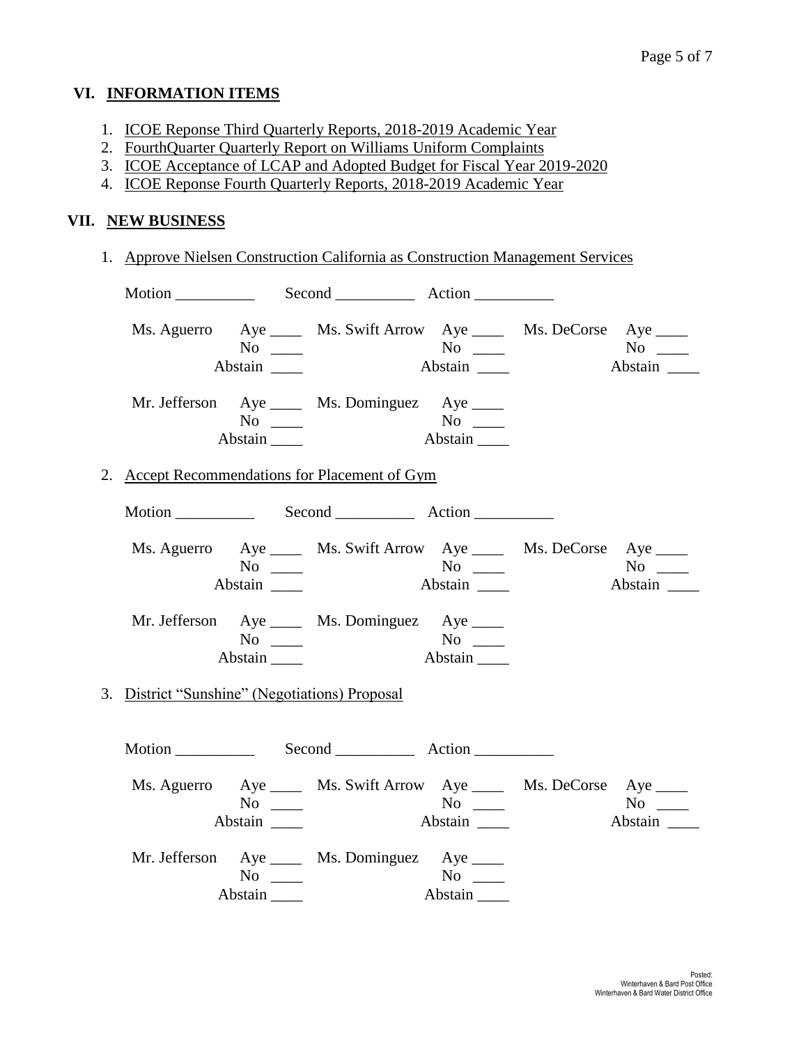## VI. INFORMATION ITEMS

1. ICOE Reponse Third Quarterly Reports, 2018-2019 Academic Year
2. FourthQuarter Quarterly Report on Williams Uniform Complaints
3. ICOE Acceptance of LCAP and Adopted Budget for Fiscal Year 2019-2020
4. ICOE Reponse Fourth Quarterly Reports, 2018-2019 Academic Year

## VII. NEW BUSINESS

1. Approve Nielsen Construction California as Construction Management Services

   Motion __________ Second __________ Action __________

   Ms. Aguerro Aye ____ No ____ Abstain ____
   Ms. Swift Arrow Aye ____ No ____ Abstain ____
   Ms. DeCorse Aye ____ No ____ Abstain ____

   Mr. Jefferson Aye ____ No ____ Abstain ____
   Ms. Dominguez Aye ____ No ____ Abstain ____

2. Accept Recommendations for Placement of Gym

   Motion __________ Second __________ Action __________

   Ms. Aguerro Aye ____ No ____ Abstain ____
   Ms. Swift Arrow Aye ____ No ____ Abstain ____
   Ms. DeCorse Aye ____ No ____ Abstain ____

   Mr. Jefferson Aye ____ No ____ Abstain ____
   Ms. Dominguez Aye ____ No ____ Abstain ____

3. District "Sunshine" (Negotiations) Proposal

   Motion __________ Second __________ Action __________

   Ms. Aguerro Aye ____ No ____ Abstain ____
   Ms. Swift Arrow Aye ____ No ____ Abstain ____
   Ms. DeCorse Aye ____ No ____ Abstain ____

   Mr. Jefferson Aye ____ No ____ Abstain ____
   Ms. Dominguez Aye ____ No ____ Abstain ____

Posted:
Winterhaven & Bard Post Office
Winterhaven & Bard Water District Office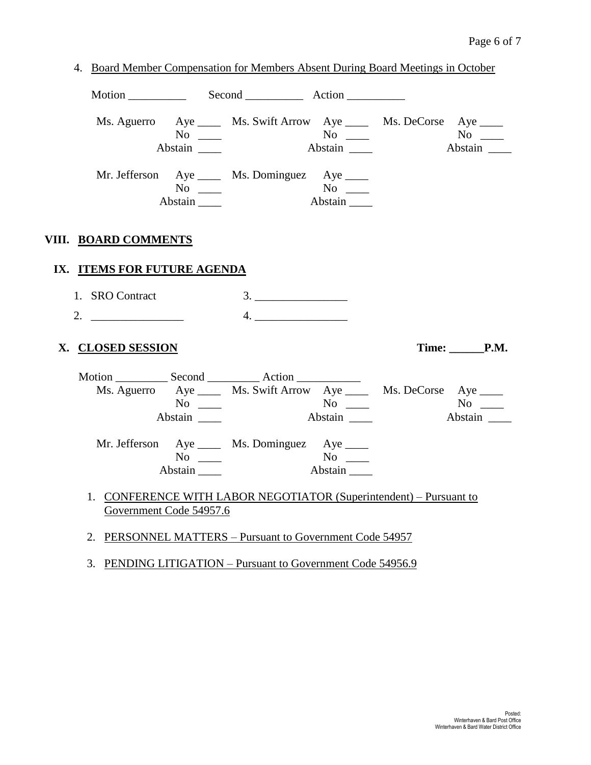4. Board Member Compensation for Members Absent During Board Meetings in October

Motion __________ Second __________ Action __________

| | | | | | |
|---|---|---|---|---|---|
| Ms. Aguerro | Aye ____ | Ms. Swift Arrow | Aye ____ | Ms. DeCorse | Aye ____ |
| | No ____ | | No ____ | | No ____ |
| | Abstain ____ | | Abstain ____ | | Abstain ____ |
| Mr. Jefferson | Aye ____ | Ms. Dominguez | Aye ____ | | |
| | No ____ | | No ____ | | |
| | Abstain ____ | | Abstain ____ | | |

## VIII. BOARD COMMENTS

## IX. ITEMS FOR FUTURE AGENDA

1. SRO Contract
2. ________________
3. ________________
4. ________________

## X. CLOSED SESSION

**Time: ______P.M.**

Motion _________ Second _________ Action ___________

| | | | | | |
|---|---|---|---|---|---|
| Ms. Aguerro | Aye ____ | Ms. Swift Arrow | Aye ____ | Ms. DeCorse | Aye ____ |
| | No ____ | | No ____ | | No ____ |
| | Abstain ____ | | Abstain ____ | | Abstain ____ |
| Mr. Jefferson | Aye ____ | Ms. Dominguez | Aye ____ | | |
| | No ____ | | No ____ | | |
| | Abstain ____ | | Abstain ____ | | |

1. CONFERENCE WITH LABOR NEGOTIATOR (Superintendent) – Pursuant to Government Code 54957.6
2. PERSONNEL MATTERS – Pursuant to Government Code 54957
3. PENDING LITIGATION – Pursuant to Government Code 54956.9

Posted:
Winterhaven & Bard Post Office
Winterhaven & Bard Water District Office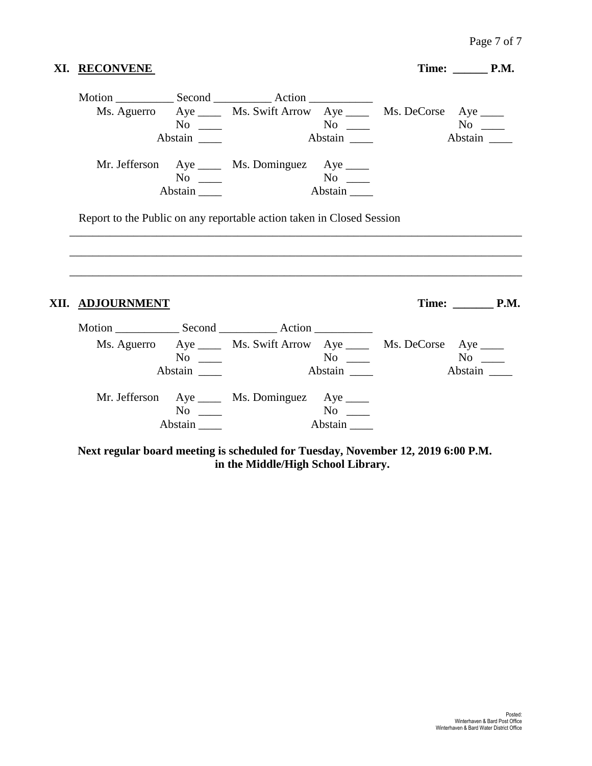## XI. RECONVENE

**Time: ______ P.M.**

Motion __________ Second __________ Action ___________

| | | | | | |
|---|---|---|---|---|---|
| Ms. Aguerro | Aye ____ | Ms. Swift Arrow | Aye ____ | Ms. DeCorse | Aye ____ |
| | No ____ | | No ____ | | No ____ |
| | Abstain ____ | | Abstain ____ | | Abstain ____ |
| Mr. Jefferson | Aye ____ | Ms. Dominguez | Aye ____ | | |
| | No ____ | | No ____ | | |
| | Abstain ____ | | Abstain ____ | | |

Report to the Public on any reportable action taken in Closed Session

_______________________________________________________________________________

_______________________________________________________________________________

_______________________________________________________________________________

## XII. ADJOURNMENT

**Time: _______ P.M.**

Motion ___________ Second __________ Action __________

| | | | | | |
|---|---|---|---|---|---|
| Ms. Aguerro | Aye ____ | Ms. Swift Arrow | Aye ____ | Ms. DeCorse | Aye ____ |
| | No ____ | | No ____ | | No ____ |
| | Abstain ____ | | Abstain ____ | | Abstain ____ |
| Mr. Jefferson | Aye ____ | Ms. Dominguez | Aye ____ | | |
| | No ____ | | No ____ | | |
| | Abstain ____ | | Abstain ____ | | |

**Next regular board meeting is scheduled for Tuesday, November 12, 2019 6:00 P.M. in the Middle/High School Library.**

Posted:
Winterhaven & Bard Post Office
Winterhaven & Bard Water District Office